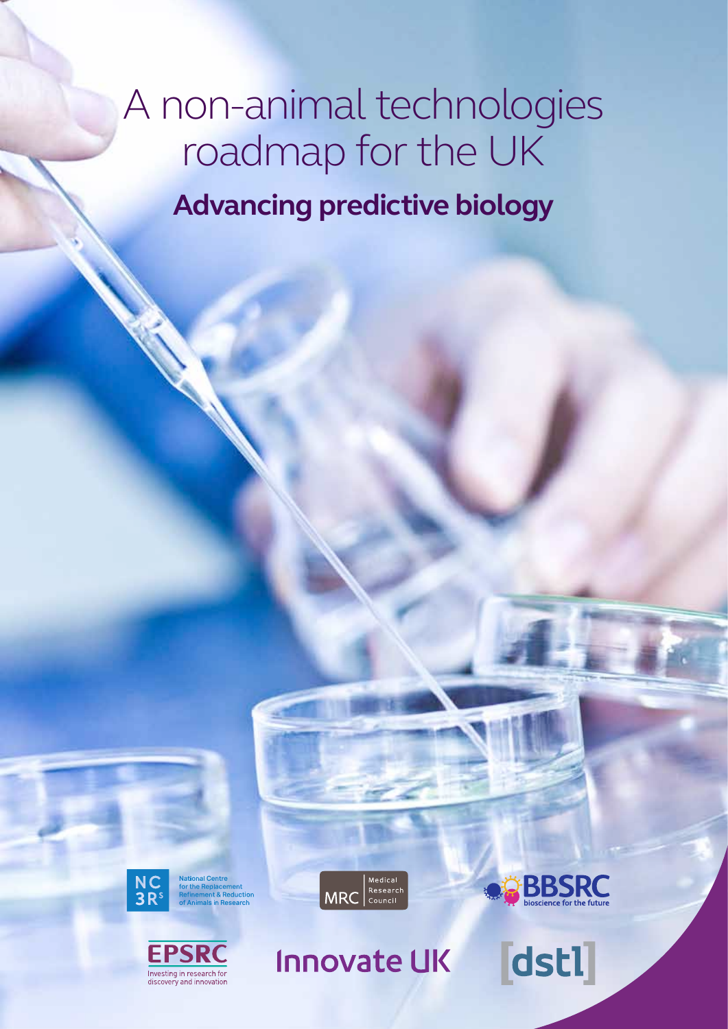# A non-animal technologies roadmap for the UK

## Advancing predictive biology

National Centre for the Replacement Refinement & Reduction of Animals in Research

Medical Research Council

BBSRC bioscience for the future

EPSRC Investing in research for discovery and innovation

Innovate UK

dstl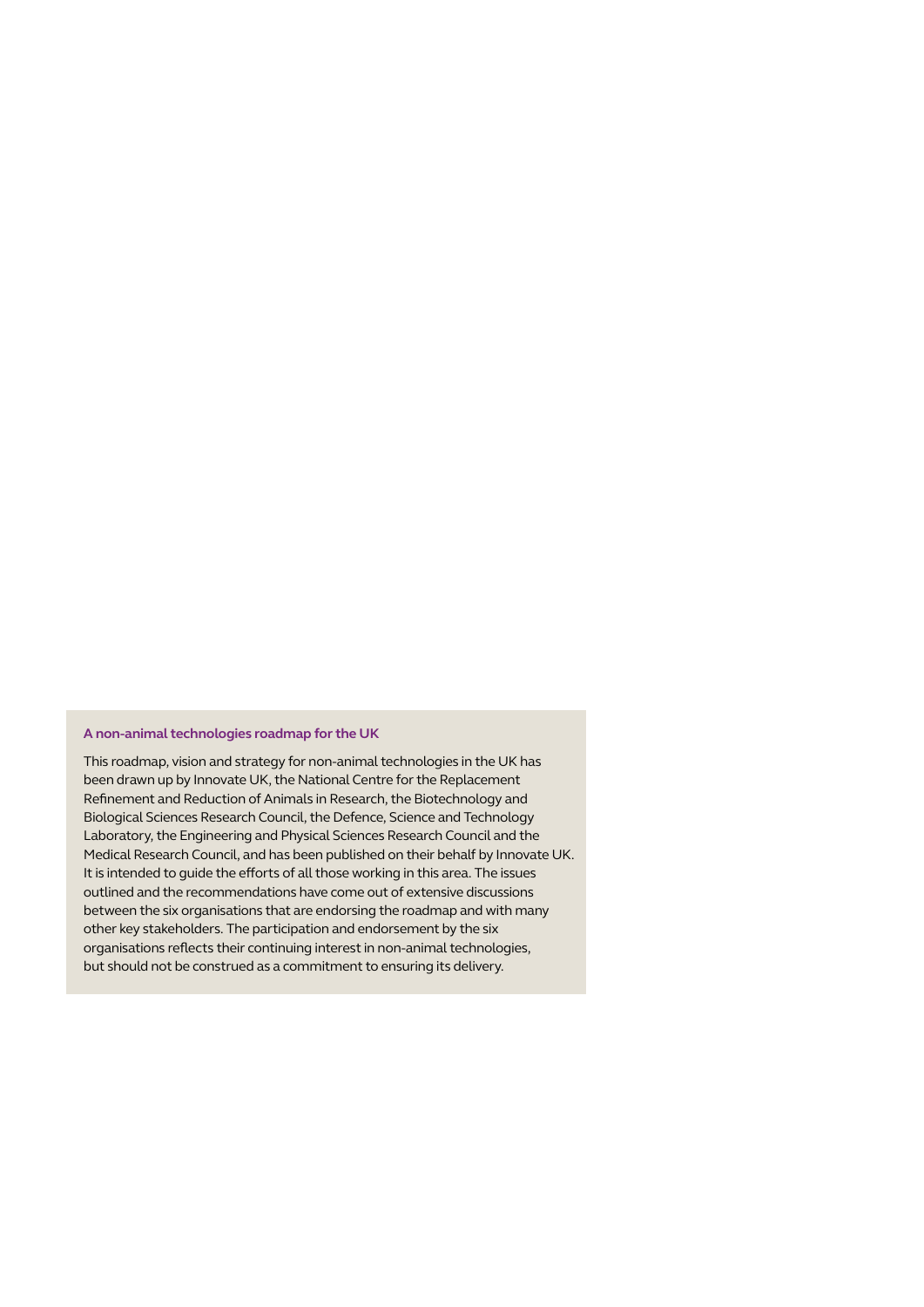**A non-animal technologies roadmap for the UK**

This roadmap, vision and strategy for non-animal technologies in the UK has been drawn up by Innovate UK, the National Centre for the Replacement Refinement and Reduction of Animals in Research, the Biotechnology and Biological Sciences Research Council, the Defence, Science and Technology Laboratory, the Engineering and Physical Sciences Research Council and the Medical Research Council, and has been published on their behalf by Innovate UK. It is intended to guide the efforts of all those working in this area. The issues outlined and the recommendations have come out of extensive discussions between the six organisations that are endorsing the roadmap and with many other key stakeholders. The participation and endorsement by the six organisations reflects their continuing interest in non-animal technologies, but should not be construed as a commitment to ensuring its delivery.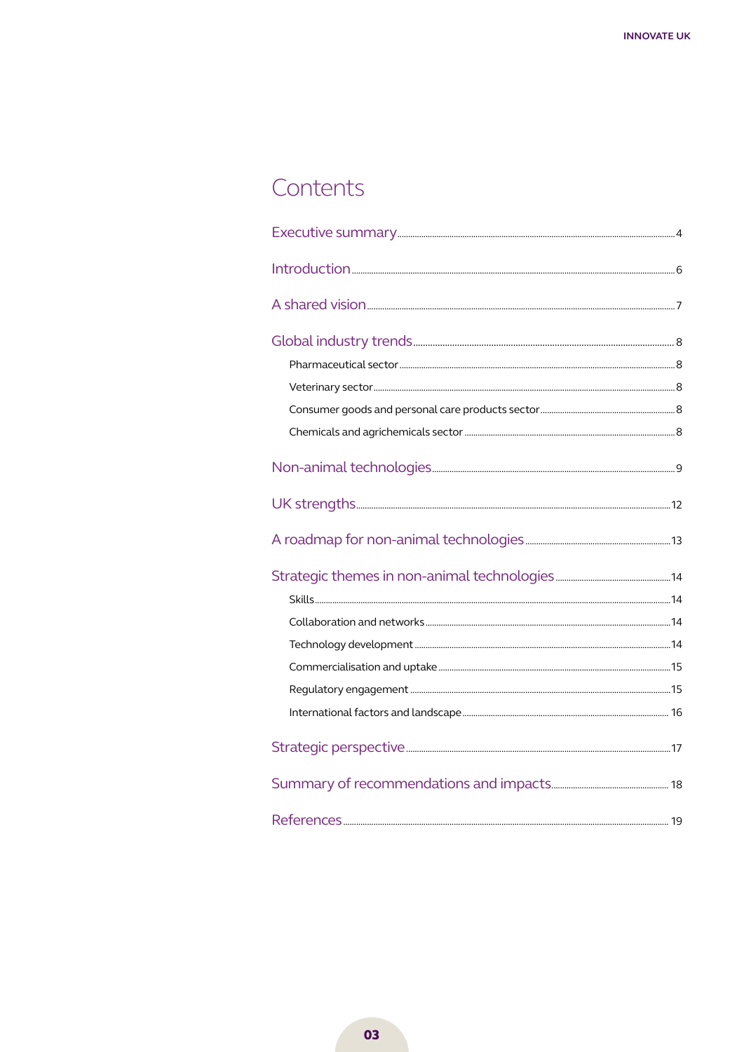# Contents

- Executive summary ... 4
- Introduction ... 6
- A shared vision ... 7
- Global industry trends ... 8
  - Pharmaceutical sector ... 8
  - Veterinary sector ... 8
  - Consumer goods and personal care products sector ... 8
  - Chemicals and agrichemicals sector ... 8
- Non-animal technologies ... 9
- UK strengths ... 12
- A roadmap for non-animal technologies ... 13
- Strategic themes in non-animal technologies ... 14
  - Skills ... 14
  - Collaboration and networks ... 14
  - Technology development ... 14
  - Commercialisation and uptake ... 15
  - Regulatory engagement ... 15
  - International factors and landscape ... 16
- Strategic perspective ... 17
- Summary of recommendations and impacts ... 18
- References ... 19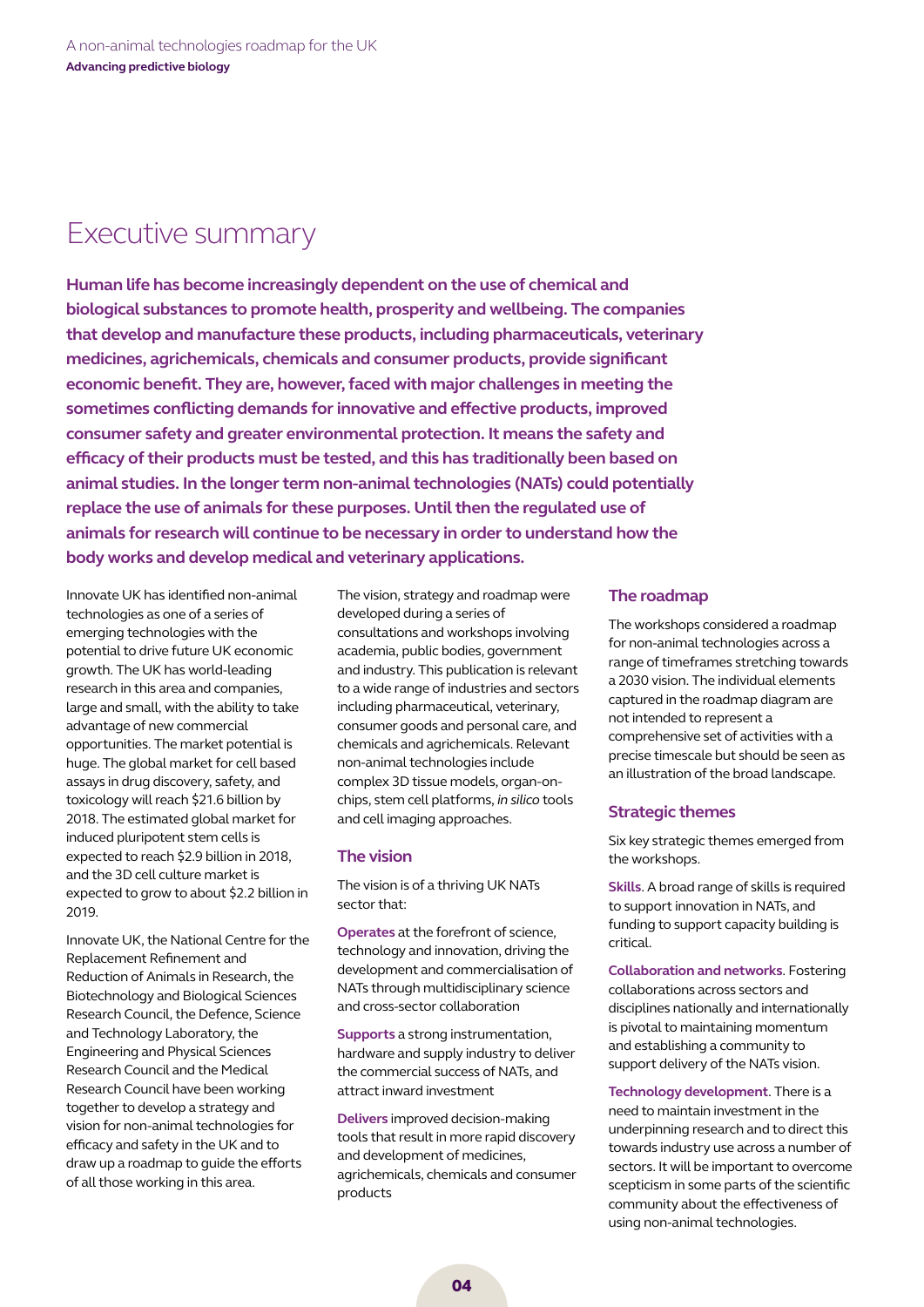# Executive summary

**Human life has become increasingly dependent on the use of chemical and biological substances to promote health, prosperity and wellbeing. The companies that develop and manufacture these products, including pharmaceuticals, veterinary medicines, agrichemicals, chemicals and consumer products, provide significant economic benefit. They are, however, faced with major challenges in meeting the sometimes conflicting demands for innovative and effective products, improved consumer safety and greater environmental protection. It means the safety and efficacy of their products must be tested, and this has traditionally been based on animal studies. In the longer term non-animal technologies (NATs) could potentially replace the use of animals for these purposes. Until then the regulated use of animals for research will continue to be necessary in order to understand how the body works and develop medical and veterinary applications.**

Innovate UK has identified non-animal technologies as one of a series of emerging technologies with the potential to drive future UK economic growth. The UK has world-leading research in this area and companies, large and small, with the ability to take advantage of new commercial opportunities. The market potential is huge. The global market for cell based assays in drug discovery, safety, and toxicology will reach $21.6 billion by 2018. The estimated global market for induced pluripotent stem cells is expected to reach $2.9 billion in 2018, and the 3D cell culture market is expected to grow to about $2.2 billion in 2019.

Innovate UK, the National Centre for the Replacement Refinement and Reduction of Animals in Research, the Biotechnology and Biological Sciences Research Council, the Defence, Science and Technology Laboratory, the Engineering and Physical Sciences Research Council and the Medical Research Council have been working together to develop a strategy and vision for non-animal technologies for efficacy and safety in the UK and to draw up a roadmap to guide the efforts of all those working in this area.

The vision, strategy and roadmap were developed during a series of consultations and workshops involving academia, public bodies, government and industry. This publication is relevant to a wide range of industries and sectors including pharmaceutical, veterinary, consumer goods and personal care, and chemicals and agrichemicals. Relevant non-animal technologies include complex 3D tissue models, organ-on-chips, stem cell platforms, *in silico* tools and cell imaging approaches.

## The vision

The vision is of a thriving UK NATs sector that:

**Operates** at the forefront of science, technology and innovation, driving the development and commercialisation of NATs through multidisciplinary science and cross-sector collaboration

**Supports** a strong instrumentation, hardware and supply industry to deliver the commercial success of NATs, and attract inward investment

**Delivers** improved decision-making tools that result in more rapid discovery and development of medicines, agrichemicals, chemicals and consumer products

## The roadmap

The workshops considered a roadmap for non-animal technologies across a range of timeframes stretching towards a 2030 vision. The individual elements captured in the roadmap diagram are not intended to represent a comprehensive set of activities with a precise timescale but should be seen as an illustration of the broad landscape.

## Strategic themes

Six key strategic themes emerged from the workshops.

**Skills**. A broad range of skills is required to support innovation in NATs, and funding to support capacity building is critical.

**Collaboration and networks**. Fostering collaborations across sectors and disciplines nationally and internationally is pivotal to maintaining momentum and establishing a community to support delivery of the NATs vision.

**Technology development**. There is a need to maintain investment in the underpinning research and to direct this towards industry use across a number of sectors. It will be important to overcome scepticism in some parts of the scientific community about the effectiveness of using non-animal technologies.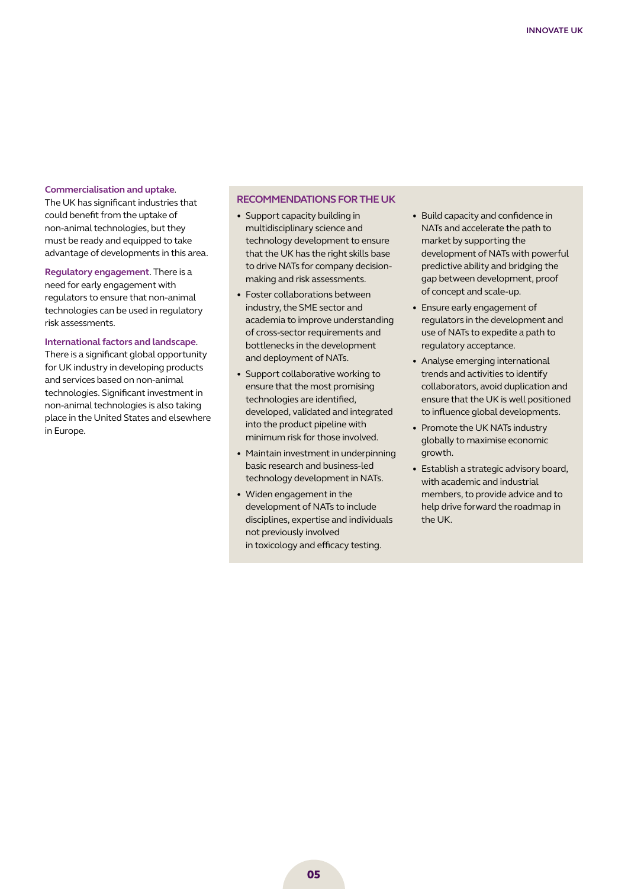**Commercialisation and uptake**. The UK has significant industries that could benefit from the uptake of non-animal technologies, but they must be ready and equipped to take advantage of developments in this area.

**Regulatory engagement**. There is a need for early engagement with regulators to ensure that non-animal technologies can be used in regulatory risk assessments.

**International factors and landscape**. There is a significant global opportunity for UK industry in developing products and services based on non-animal technologies. Significant investment in non-animal technologies is also taking place in the United States and elsewhere in Europe.

## RECOMMENDATIONS FOR THE UK

- Support capacity building in multidisciplinary science and technology development to ensure that the UK has the right skills base to drive NATs for company decision-making and risk assessments.
- Foster collaborations between industry, the SME sector and academia to improve understanding of cross-sector requirements and bottlenecks in the development and deployment of NATs.
- Support collaborative working to ensure that the most promising technologies are identified, developed, validated and integrated into the product pipeline with minimum risk for those involved.
- Maintain investment in underpinning basic research and business-led technology development in NATs.
- Widen engagement in the development of NATs to include disciplines, expertise and individuals not previously involved in toxicology and efficacy testing.
- Build capacity and confidence in NATs and accelerate the path to market by supporting the development of NATs with powerful predictive ability and bridging the gap between development, proof of concept and scale-up.
- Ensure early engagement of regulators in the development and use of NATs to expedite a path to regulatory acceptance.
- Analyse emerging international trends and activities to identify collaborators, avoid duplication and ensure that the UK is well positioned to influence global developments.
- Promote the UK NATs industry globally to maximise economic growth.
- Establish a strategic advisory board, with academic and industrial members, to provide advice and to help drive forward the roadmap in the UK.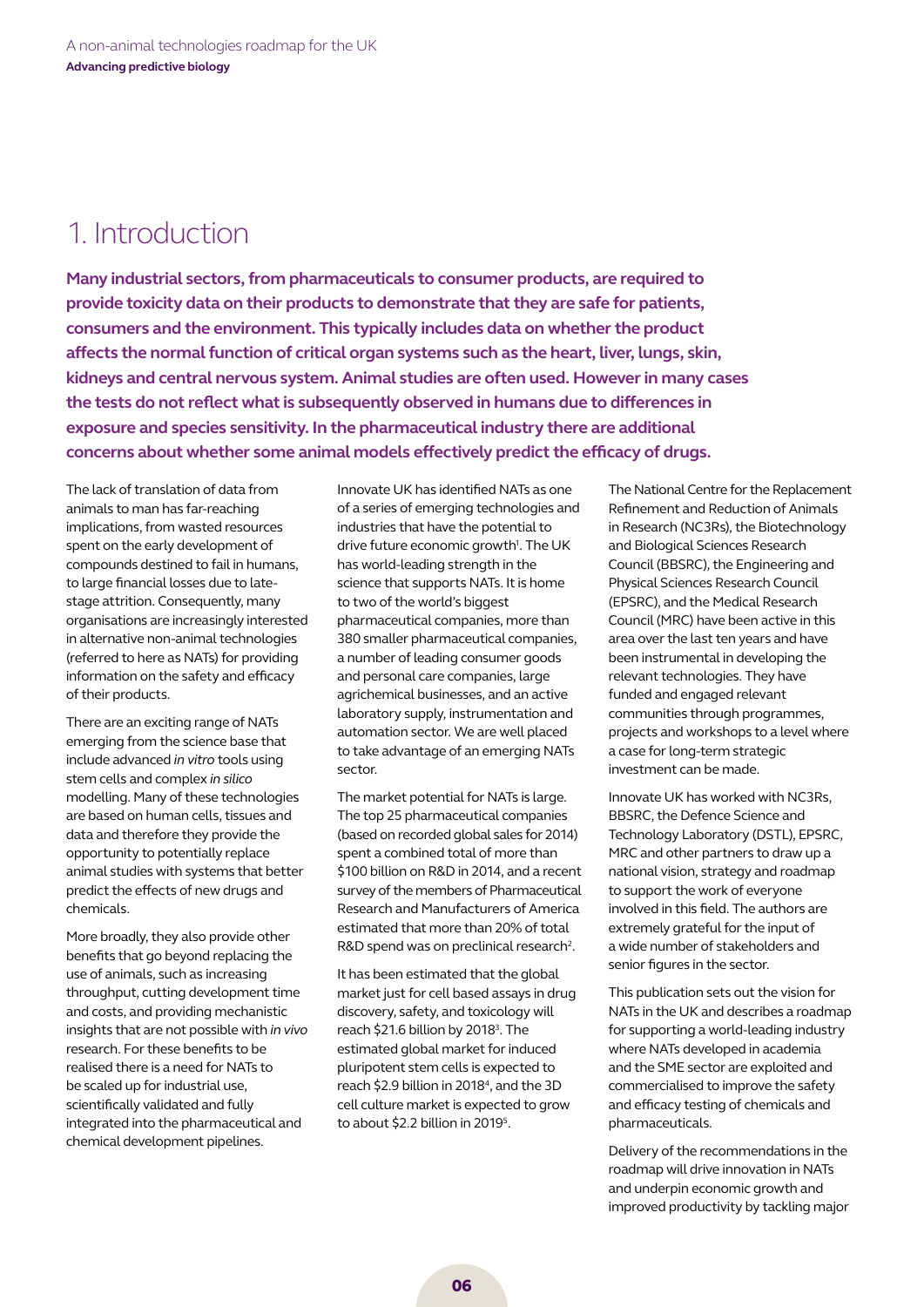# 1. Introduction

**Many industrial sectors, from pharmaceuticals to consumer products, are required to provide toxicity data on their products to demonstrate that they are safe for patients, consumers and the environment. This typically includes data on whether the product affects the normal function of critical organ systems such as the heart, liver, lungs, skin, kidneys and central nervous system. Animal studies are often used. However in many cases the tests do not reflect what is subsequently observed in humans due to differences in exposure and species sensitivity. In the pharmaceutical industry there are additional concerns about whether some animal models effectively predict the efficacy of drugs.**

The lack of translation of data from animals to man has far-reaching implications, from wasted resources spent on the early development of compounds destined to fail in humans, to large financial losses due to late-stage attrition. Consequently, many organisations are increasingly interested in alternative non-animal technologies (referred to here as NATs) for providing information on the safety and efficacy of their products.

There are an exciting range of NATs emerging from the science base that include advanced *in vitro* tools using stem cells and complex *in silico* modelling. Many of these technologies are based on human cells, tissues and data and therefore they provide the opportunity to potentially replace animal studies with systems that better predict the effects of new drugs and chemicals.

More broadly, they also provide other benefits that go beyond replacing the use of animals, such as increasing throughput, cutting development time and costs, and providing mechanistic insights that are not possible with *in vivo* research. For these benefits to be realised there is a need for NATs to be scaled up for industrial use, scientifically validated and fully integrated into the pharmaceutical and chemical development pipelines.

Innovate UK has identified NATs as one of a series of emerging technologies and industries that have the potential to drive future economic growth[1]. The UK has world-leading strength in the science that supports NATs. It is home to two of the world's biggest pharmaceutical companies, more than 380 smaller pharmaceutical companies, a number of leading consumer goods and personal care companies, large agrichemical businesses, and an active laboratory supply, instrumentation and automation sector. We are well placed to take advantage of an emerging NATs sector.

The market potential for NATs is large. The top 25 pharmaceutical companies (based on recorded global sales for 2014) spent a combined total of more than $100 billion on R&D in 2014, and a recent survey of the members of Pharmaceutical Research and Manufacturers of America estimated that more than 20% of total R&D spend was on preclinical research[2].

It has been estimated that the global market just for cell based assays in drug discovery, safety, and toxicology will reach $21.6 billion by 2018[3]. The estimated global market for induced pluripotent stem cells is expected to reach $2.9 billion in 2018[4], and the 3D cell culture market is expected to grow to about $2.2 billion in 2019[5].

The National Centre for the Replacement Refinement and Reduction of Animals in Research (NC3Rs), the Biotechnology and Biological Sciences Research Council (BBSRC), the Engineering and Physical Sciences Research Council (EPSRC), and the Medical Research Council (MRC) have been active in this area over the last ten years and have been instrumental in developing the relevant technologies. They have funded and engaged relevant communities through programmes, projects and workshops to a level where a case for long-term strategic investment can be made.

Innovate UK has worked with NC3Rs, BBSRC, the Defence Science and Technology Laboratory (DSTL), EPSRC, MRC and other partners to draw up a national vision, strategy and roadmap to support the work of everyone involved in this field. The authors are extremely grateful for the input of a wide number of stakeholders and senior figures in the sector.

This publication sets out the vision for NATs in the UK and describes a roadmap for supporting a world-leading industry where NATs developed in academia and the SME sector are exploited and commercialised to improve the safety and efficacy testing of chemicals and pharmaceuticals.

Delivery of the recommendations in the roadmap will drive innovation in NATs and underpin economic growth and improved productivity by tackling major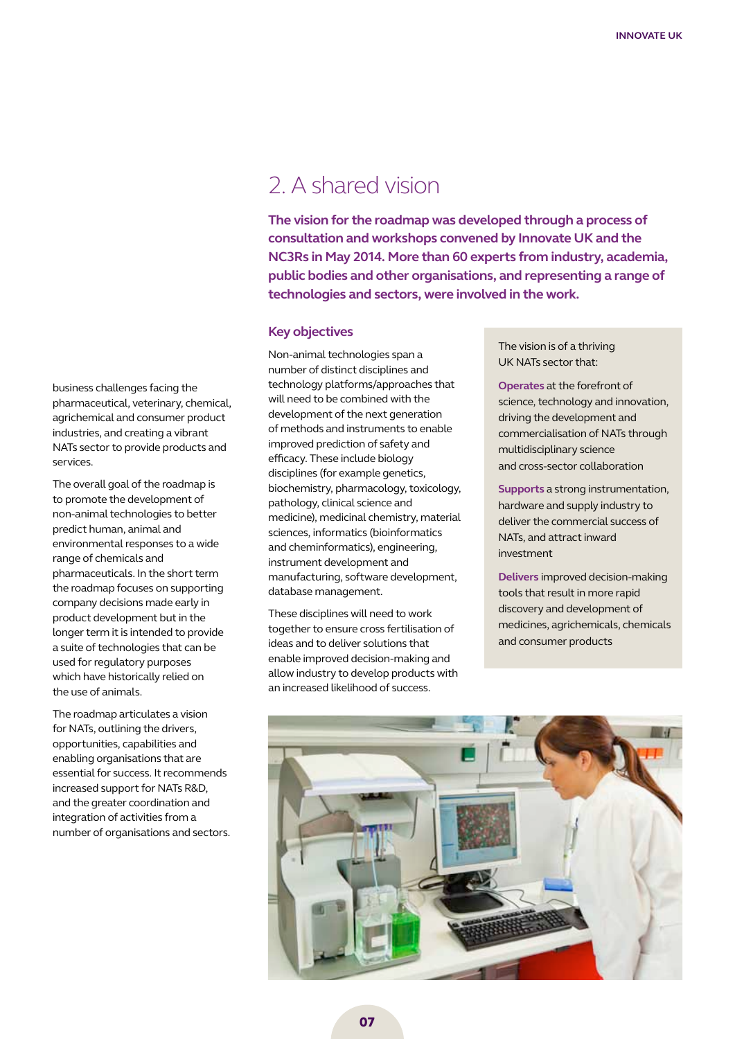business challenges facing the pharmaceutical, veterinary, chemical, agrichemical and consumer product industries, and creating a vibrant NATs sector to provide products and services.

The overall goal of the roadmap is to promote the development of non-animal technologies to better predict human, animal and environmental responses to a wide range of chemicals and pharmaceuticals. In the short term the roadmap focuses on supporting company decisions made early in product development but in the longer term it is intended to provide a suite of technologies that can be used for regulatory purposes which have historically relied on the use of animals.

The roadmap articulates a vision for NATs, outlining the drivers, opportunities, capabilities and enabling organisations that are essential for success. It recommends increased support for NATs R&D, and the greater coordination and integration of activities from a number of organisations and sectors.

# 2. A shared vision

**The vision for the roadmap was developed through a process of consultation and workshops convened by Innovate UK and the NC3Rs in May 2014. More than 60 experts from industry, academia, public bodies and other organisations, and representing a range of technologies and sectors, were involved in the work.**

## Key objectives

Non-animal technologies span a number of distinct disciplines and technology platforms/approaches that will need to be combined with the development of the next generation of methods and instruments to enable improved prediction of safety and efficacy. These include biology disciplines (for example genetics, biochemistry, pharmacology, toxicology, pathology, clinical science and medicine), medicinal chemistry, material sciences, informatics (bioinformatics and cheminformatics), engineering, instrument development and manufacturing, software development, database management.

These disciplines will need to work together to ensure cross fertilisation of ideas and to deliver solutions that enable improved decision-making and allow industry to develop products with an increased likelihood of success.

The vision is of a thriving UK NATs sector that:

**Operates** at the forefront of science, technology and innovation, driving the development and commercialisation of NATs through multidisciplinary science and cross-sector collaboration

**Supports** a strong instrumentation, hardware and supply industry to deliver the commercial success of NATs, and attract inward investment

**Delivers** improved decision-making tools that result in more rapid discovery and development of medicines, agrichemicals, chemicals and consumer products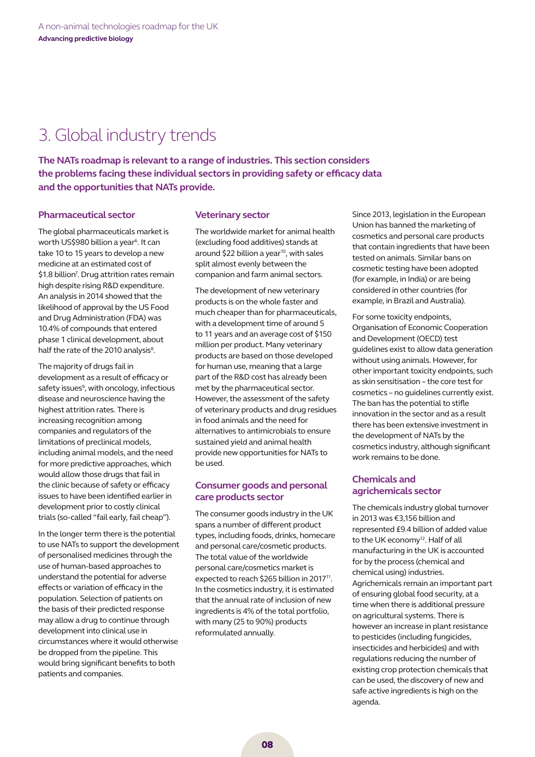# 3. Global industry trends

**The NATs roadmap is relevant to a range of industries. This section considers the problems facing these individual sectors in providing safety or efficacy data and the opportunities that NATs provide.**

## Pharmaceutical sector

The global pharmaceuticals market is worth US$980 billion a year[6]. It can take 10 to 15 years to develop a new medicine at an estimated cost of $1.8 billion[7]. Drug attrition rates remain high despite rising R&D expenditure. An analysis in 2014 showed that the likelihood of approval by the US Food and Drug Administration (FDA) was 10.4% of compounds that entered phase 1 clinical development, about half the rate of the 2010 analysis[8].

The majority of drugs fail in development as a result of efficacy or safety issues[9], with oncology, infectious disease and neuroscience having the highest attrition rates. There is increasing recognition among companies and regulators of the limitations of preclinical models, including animal models, and the need for more predictive approaches, which would allow those drugs that fail in the clinic because of safety or efficacy issues to have been identified earlier in development prior to costly clinical trials (so-called "fail early, fail cheap").

In the longer term there is the potential to use NATs to support the development of personalised medicines through the use of human-based approaches to understand the potential for adverse effects or variation of efficacy in the population. Selection of patients on the basis of their predicted response may allow a drug to continue through development into clinical use in circumstances where it would otherwise be dropped from the pipeline. This would bring significant benefits to both patients and companies.

## Veterinary sector

The worldwide market for animal health (excluding food additives) stands at around $22 billion a year[10], with sales split almost evenly between the companion and farm animal sectors.

The development of new veterinary products is on the whole faster and much cheaper than for pharmaceuticals, with a development time of around 5 to 11 years and an average cost of $150 million per product. Many veterinary products are based on those developed for human use, meaning that a large part of the R&D cost has already been met by the pharmaceutical sector. However, the assessment of the safety of veterinary products and drug residues in food animals and the need for alternatives to antimicrobials to ensure sustained yield and animal health provide new opportunities for NATs to be used.

## Consumer goods and personal care products sector

The consumer goods industry in the UK spans a number of different product types, including foods, drinks, homecare and personal care/cosmetic products. The total value of the worldwide personal care/cosmetics market is expected to reach $265 billion in 2017[11]. In the cosmetics industry, it is estimated that the annual rate of inclusion of new ingredients is 4% of the total portfolio, with many (25 to 90%) products reformulated annually.

Since 2013, legislation in the European Union has banned the marketing of cosmetics and personal care products that contain ingredients that have been tested on animals. Similar bans on cosmetic testing have been adopted (for example, in India) or are being considered in other countries (for example, in Brazil and Australia).

For some toxicity endpoints, Organisation of Economic Cooperation and Development (OECD) test guidelines exist to allow data generation without using animals. However, for other important toxicity endpoints, such as skin sensitisation – the core test for cosmetics – no guidelines currently exist. The ban has the potential to stifle innovation in the sector and as a result there has been extensive investment in the development of NATs by the cosmetics industry, although significant work remains to be done.

## Chemicals and agrichemicals sector

The chemicals industry global turnover in 2013 was €3,156 billion and represented £9.4 billion of added value to the UK economy[12]. Half of all manufacturing in the UK is accounted for by the process (chemical and chemical using) industries. Agrichemicals remain an important part of ensuring global food security, at a time when there is additional pressure on agricultural systems. There is however an increase in plant resistance to pesticides (including fungicides, insecticides and herbicides) and with regulations reducing the number of existing crop protection chemicals that can be used, the discovery of new and safe active ingredients is high on the agenda.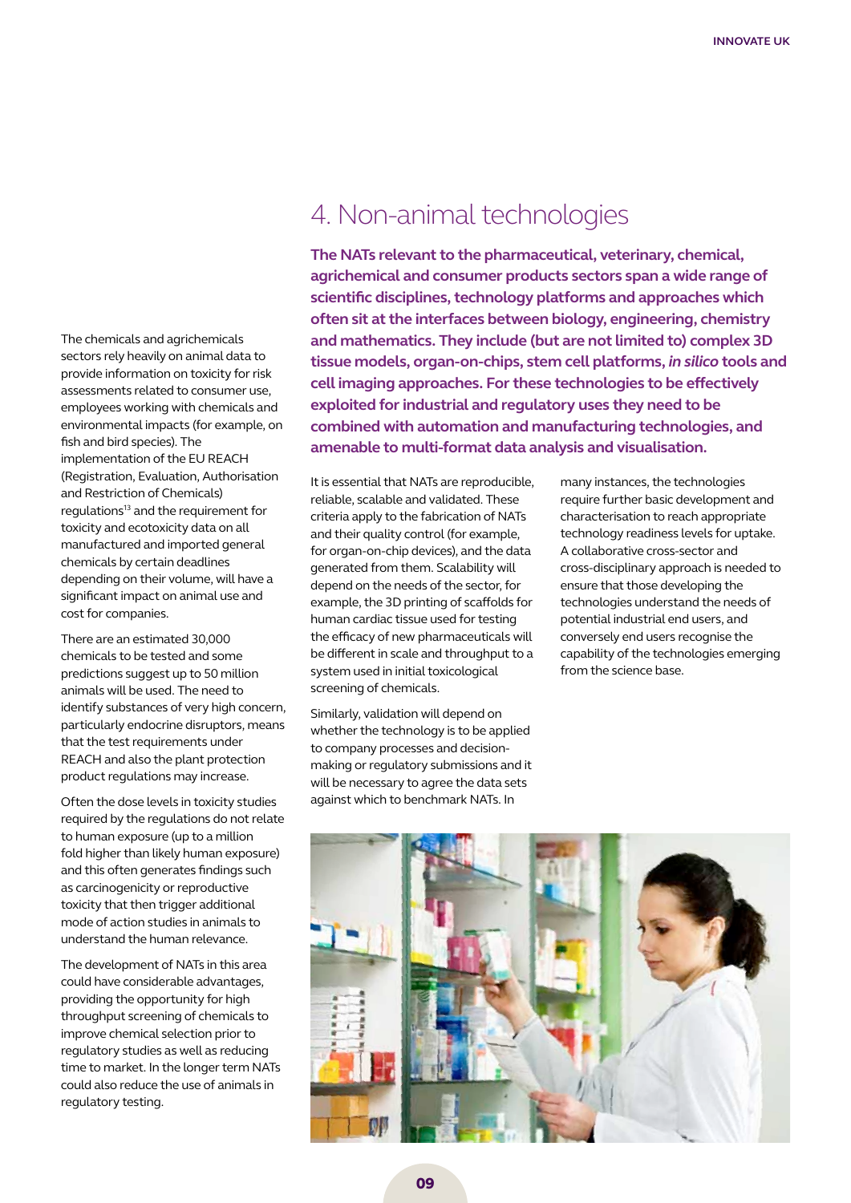# 4. Non-animal technologies

**The NATs relevant to the pharmaceutical, veterinary, chemical, agrichemical and consumer products sectors span a wide range of scientific disciplines, technology platforms and approaches which often sit at the interfaces between biology, engineering, chemistry and mathematics. They include (but are not limited to) complex 3D tissue models, organ-on-chips, stem cell platforms, *in silico* tools and cell imaging approaches. For these technologies to be effectively exploited for industrial and regulatory uses they need to be combined with automation and manufacturing technologies, and amenable to multi-format data analysis and visualisation.**

The chemicals and agrichemicals sectors rely heavily on animal data to provide information on toxicity for risk assessments related to consumer use, employees working with chemicals and environmental impacts (for example, on fish and bird species). The implementation of the EU REACH (Registration, Evaluation, Authorisation and Restriction of Chemicals) regulations[13] and the requirement for toxicity and ecotoxicity data on all manufactured and imported general chemicals by certain deadlines depending on their volume, will have a significant impact on animal use and cost for companies.

There are an estimated 30,000 chemicals to be tested and some predictions suggest up to 50 million animals will be used. The need to identify substances of very high concern, particularly endocrine disruptors, means that the test requirements under REACH and also the plant protection product regulations may increase.

Often the dose levels in toxicity studies required by the regulations do not relate to human exposure (up to a million fold higher than likely human exposure) and this often generates findings such as carcinogenicity or reproductive toxicity that then trigger additional mode of action studies in animals to understand the human relevance.

The development of NATs in this area could have considerable advantages, providing the opportunity for high throughput screening of chemicals to improve chemical selection prior to regulatory studies as well as reducing time to market. In the longer term NATs could also reduce the use of animals in regulatory testing.

It is essential that NATs are reproducible, reliable, scalable and validated. These criteria apply to the fabrication of NATs and their quality control (for example, for organ-on-chip devices), and the data generated from them. Scalability will depend on the needs of the sector, for example, the 3D printing of scaffolds for human cardiac tissue used for testing the efficacy of new pharmaceuticals will be different in scale and throughput to a system used in initial toxicological screening of chemicals.

Similarly, validation will depend on whether the technology is to be applied to company processes and decision-making or regulatory submissions and it will be necessary to agree the data sets against which to benchmark NATs. In many instances, the technologies require further basic development and characterisation to reach appropriate technology readiness levels for uptake. A collaborative cross-sector and cross-disciplinary approach is needed to ensure that those developing the technologies understand the needs of potential industrial end users, and conversely end users recognise the capability of the technologies emerging from the science base.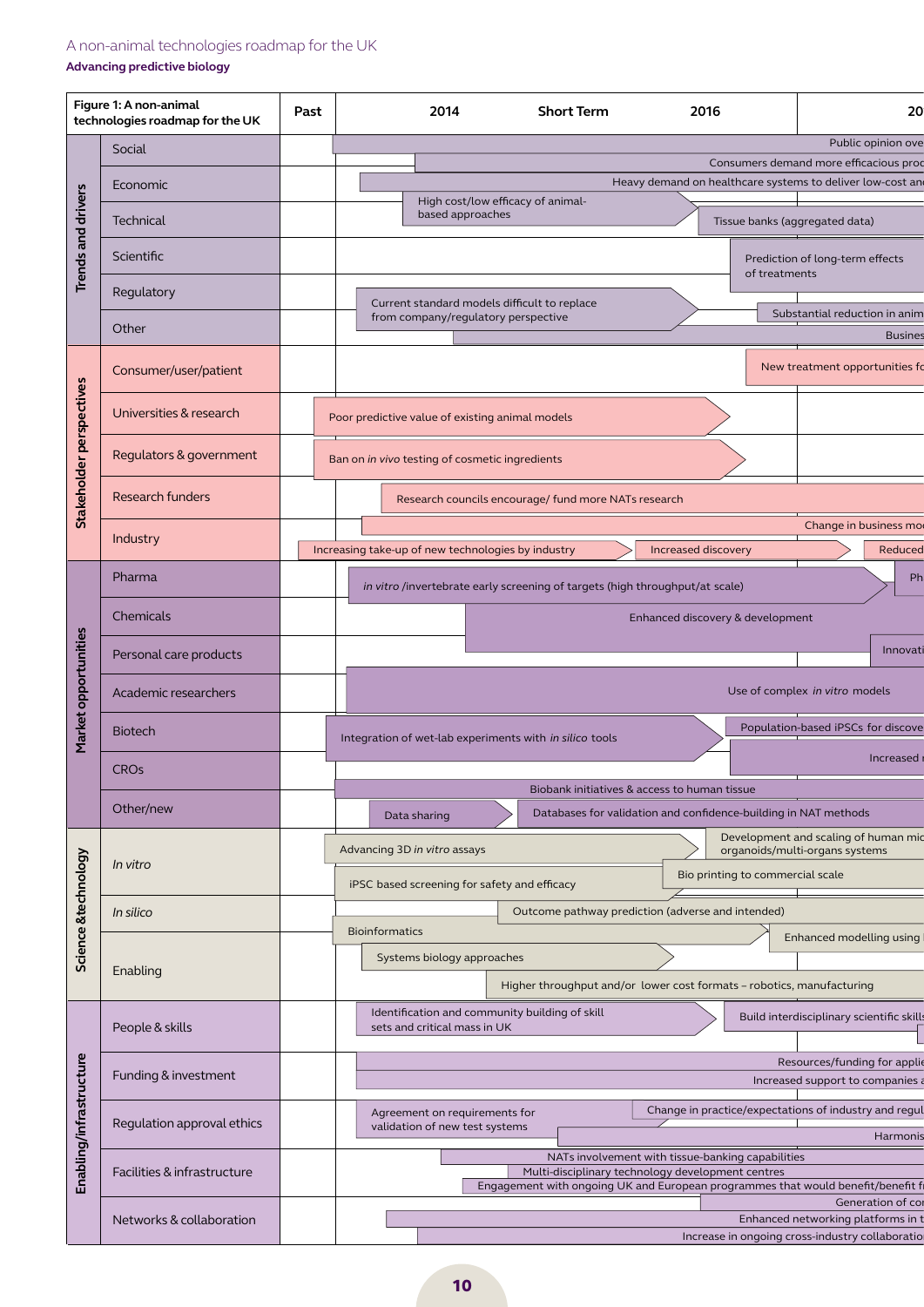Figure 1: A non-animal technologies roadmap for the UK

| Figure 1: A non-animal technologies roadmap for the UK | | Past | 2014 Short Term 2016 | 20 |
|---|---|---|---|---|
| Trends and drivers | Social | | Public opinion ove | |
| | | | Consumers demand more efficacious prod | |
| | Economic | | Heavy demand on healthcare systems to deliver low-cost an | |
| | Technical | | High cost/low efficacy of animal-based approaches | Tissue banks (aggregated data) |
| | Scientific | | | Prediction of long-term effects of treatments |
| | Regulatory | | Current standard models difficult to replace from company/regulatory perspective | Substantial reduction in anim |
| | Other | | | Busines |
| Stakeholder perspectives | Consumer/user/patient | | | New treatment opportunities fo |
| | Universities & research | | Poor predictive value of existing animal models | |
| | Regulators & government | | Ban on *in vivo* testing of cosmetic ingredients | |
| | Research funders | | Research councils encourage/ fund more NATs research | |
| | Industry | | Change in business mo | |
| | | | Increasing take-up of new technologies by industry; Increased discovery | Reduced |
| Market opportunities | Pharma | | *in vitro* /invertebrate early screening of targets (high throughput/at scale) | Ph |
| | Chemicals | | Enhanced discovery & development | |
| | Personal care products | | | Innovati |
| | Academic researchers | | Use of complex *in vitro* models | |
| | Biotech | | Integration of wet-lab experiments with *in silico* tools | Population-based iPSCs for discove |
| | CROs | | | Increased |
| | Other/new | | Biobank initiatives & access to human tissue | |
| | | | Data sharing; Databases for validation and confidence-building in NAT methods | |
| Science & technology | *In vitro* | | Advancing 3D *in vitro* assays | Development and scaling of human mic organoids/multi-organs systems |
| | | | iPSC based screening for safety and efficacy | Bio printing to commercial scale |
| | *In silico* | | Outcome pathway prediction (adverse and intended) | |
| | Enabling | | Bioinformatics | Enhanced modelling using |
| | | | Systems biology approaches | |
| | | | Higher throughput and/or lower cost formats – robotics, manufacturing | |
| Enabling/infrastructure | People & skills | | Identification and community building of skill sets and critical mass in UK | Build interdisciplinary scientific skill |
| | Funding & investment | | Resources/funding for applie | |
| | | | Increased support to companies a | |
| | Regulation approval ethics | | Agreement on requirements for validation of new test systems; Change in practice/expectations of industry and regul | |
| | | | | Harmonis |
| | Facilities & infrastructure | | NATs involvement with tissue-banking capabilities | |
| | | | Multi-disciplinary technology development centres | |
| | | | Engagement with ongoing UK and European programmes that would benefit/benefit fr | |
| | Networks & collaboration | | | Generation of co |
| | | | Enhanced networking platforms in t | |
| | | | Increase in ongoing cross-industry collaboratio | |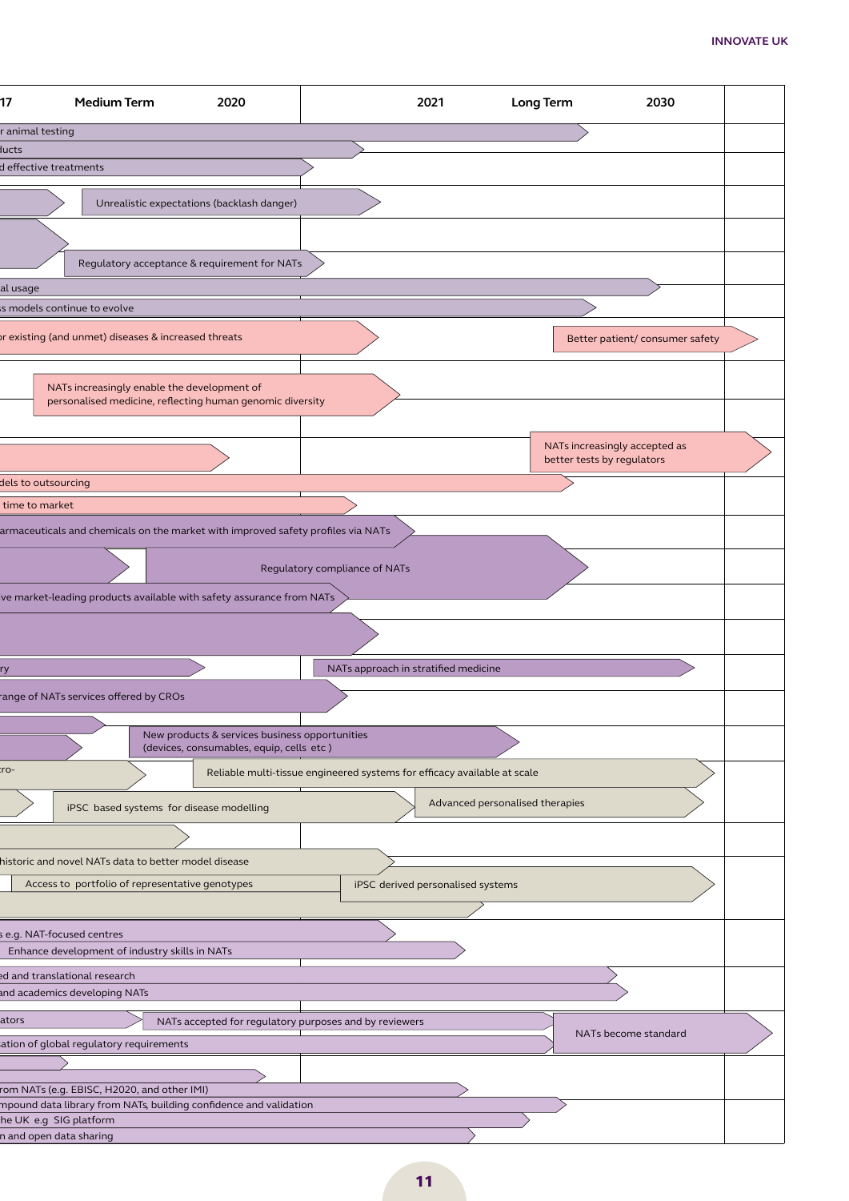| 17 | Medium Term | 2020 | 2021 | Long Term | 2030 |
|---|---|---|---|---|---|
| r animal testing | | | | | |
| lucts | | | | | |
| d effective treatments | | | | | |
| | Unrealistic expectations (backlash danger) | | | | |
| | Regulatory acceptance & requirement for NATs | | | | |
| al usage | | | | | |
| s models continue to evolve | | | | | |
| r existing (and unmet) diseases & increased threats | | | | Better patient/ consumer safety | |
| | NATs increasingly enable the development of personalised medicine, reflecting human genomic diversity | | | | |
| | | | | NATs increasingly accepted as better tests by regulators | |
| dels to outsourcing | | | | | |
| time to market | | | | | |
| armaceuticals and chemicals on the market with improved safety profiles via NATs | | | | | |
| | Regulatory compliance of NATs | | | | |
| ve market-leading products available with safety assurance from NATs | | | | | |
| ry | | | NATs approach in stratified medicine | | |
| range of NATs services offered by CROs | | | | | |
| | New products & services business opportunities (devices, consumables, equip, cells etc ) | | | | |
| ro- | | Reliable multi-tissue engineered systems for efficacy available at scale | | | |
| | iPSC based systems for disease modelling | | Advanced personalised therapies | | |
| historic and novel NATs data to better model disease | | | | | |
| Access to portfolio of representative genotypes | | | iPSC derived personalised systems | | |
| s e.g. NAT-focused centres | | | | | |
| Enhance development of industry skills in NATs | | | | | |
| ed and translational research | | | | | |
| and academics developing NATs | | | | | |
| ators | NATs accepted for regulatory purposes and by reviewers | | | NATs become standard | |
| ation of global regulatory requirements | | | | | |
| rom NATs (e.g. EBISC, H2020, and other IMI) | | | | | |
| mpound data library from NATs, building confidence and validation | | | | | |
| he UK e.g SIG platform | | | | | |
| n and open data sharing | | | | | |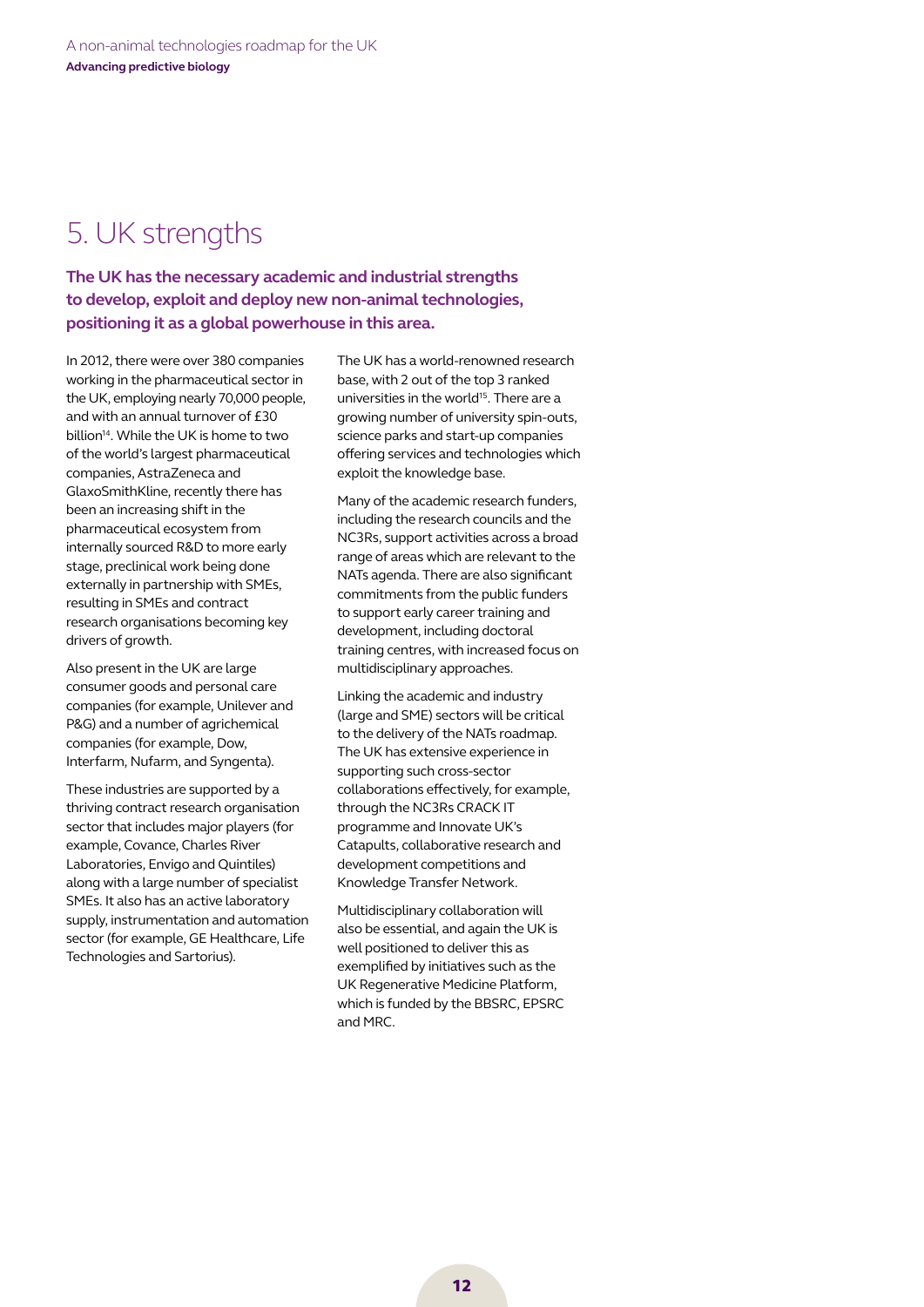# 5. UK strengths

**The UK has the necessary academic and industrial strengths to develop, exploit and deploy new non-animal technologies, positioning it as a global powerhouse in this area.**

In 2012, there were over 380 companies working in the pharmaceutical sector in the UK, employing nearly 70,000 people, and with an annual turnover of £30 billion[14]. While the UK is home to two of the world's largest pharmaceutical companies, AstraZeneca and GlaxoSmithKline, recently there has been an increasing shift in the pharmaceutical ecosystem from internally sourced R&D to more early stage, preclinical work being done externally in partnership with SMEs, resulting in SMEs and contract research organisations becoming key drivers of growth.

Also present in the UK are large consumer goods and personal care companies (for example, Unilever and P&G) and a number of agrichemical companies (for example, Dow, Interfarm, Nufarm, and Syngenta).

These industries are supported by a thriving contract research organisation sector that includes major players (for example, Covance, Charles River Laboratories, Envigo and Quintiles) along with a large number of specialist SMEs. It also has an active laboratory supply, instrumentation and automation sector (for example, GE Healthcare, Life Technologies and Sartorius).

The UK has a world-renowned research base, with 2 out of the top 3 ranked universities in the world[15]. There are a growing number of university spin-outs, science parks and start-up companies offering services and technologies which exploit the knowledge base.

Many of the academic research funders, including the research councils and the NC3Rs, support activities across a broad range of areas which are relevant to the NATs agenda. There are also significant commitments from the public funders to support early career training and development, including doctoral training centres, with increased focus on multidisciplinary approaches.

Linking the academic and industry (large and SME) sectors will be critical to the delivery of the NATs roadmap. The UK has extensive experience in supporting such cross-sector collaborations effectively, for example, through the NC3Rs CRACK IT programme and Innovate UK's Catapults, collaborative research and development competitions and Knowledge Transfer Network.

Multidisciplinary collaboration will also be essential, and again the UK is well positioned to deliver this as exemplified by initiatives such as the UK Regenerative Medicine Platform, which is funded by the BBSRC, EPSRC and MRC.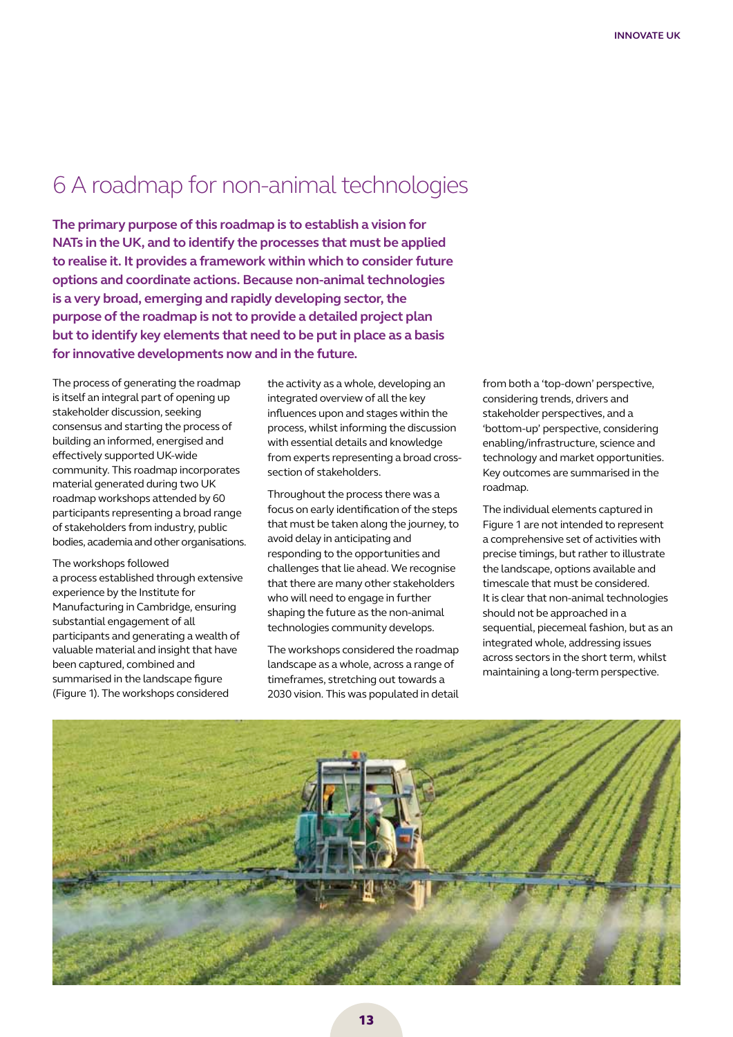# 6 A roadmap for non-animal technologies

**The primary purpose of this roadmap is to establish a vision for NATs in the UK, and to identify the processes that must be applied to realise it. It provides a framework within which to consider future options and coordinate actions. Because non-animal technologies is a very broad, emerging and rapidly developing sector, the purpose of the roadmap is not to provide a detailed project plan but to identify key elements that need to be put in place as a basis for innovative developments now and in the future.**

The process of generating the roadmap is itself an integral part of opening up stakeholder discussion, seeking consensus and starting the process of building an informed, energised and effectively supported UK-wide community. This roadmap incorporates material generated during two UK roadmap workshops attended by 60 participants representing a broad range of stakeholders from industry, public bodies, academia and other organisations.

The workshops followed a process established through extensive experience by the Institute for Manufacturing in Cambridge, ensuring substantial engagement of all participants and generating a wealth of valuable material and insight that have been captured, combined and summarised in the landscape figure (Figure 1). The workshops considered the activity as a whole, developing an integrated overview of all the key influences upon and stages within the process, whilst informing the discussion with essential details and knowledge from experts representing a broad cross-section of stakeholders.

Throughout the process there was a focus on early identification of the steps that must be taken along the journey, to avoid delay in anticipating and responding to the opportunities and challenges that lie ahead. We recognise that there are many other stakeholders who will need to engage in further shaping the future as the non-animal technologies community develops.

The workshops considered the roadmap landscape as a whole, across a range of timeframes, stretching out towards a 2030 vision. This was populated in detail from both a 'top-down' perspective, considering trends, drivers and stakeholder perspectives, and a 'bottom-up' perspective, considering enabling/infrastructure, science and technology and market opportunities. Key outcomes are summarised in the roadmap.

The individual elements captured in Figure 1 are not intended to represent a comprehensive set of activities with precise timings, but rather to illustrate the landscape, options available and timescale that must be considered. It is clear that non-animal technologies should not be approached in a sequential, piecemeal fashion, but as an integrated whole, addressing issues across sectors in the short term, whilst maintaining a long-term perspective.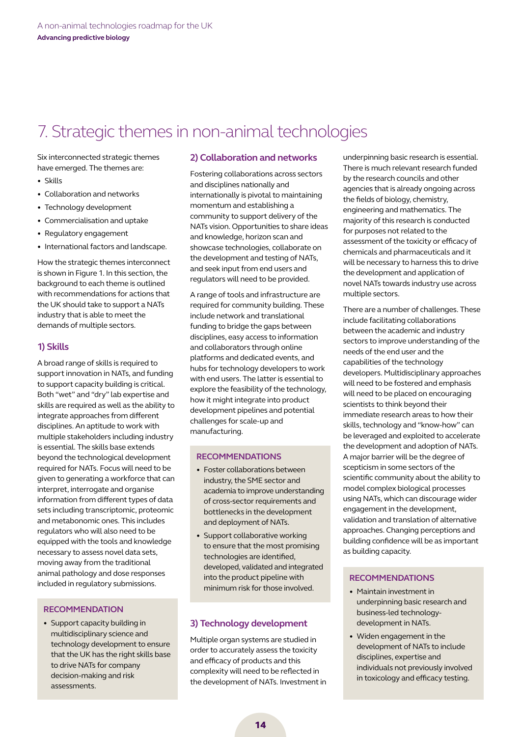# 7. Strategic themes in non-animal technologies

Six interconnected strategic themes have emerged. The themes are:

- Skills
- Collaboration and networks
- Technology development
- Commercialisation and uptake
- Regulatory engagement
- International factors and landscape.

How the strategic themes interconnect is shown in Figure 1. In this section, the background to each theme is outlined with recommendations for actions that the UK should take to support a NATs industry that is able to meet the demands of multiple sectors.

## 1) Skills

A broad range of skills is required to support innovation in NATs, and funding to support capacity building is critical. Both "wet" and "dry" lab expertise and skills are required as well as the ability to integrate approaches from different disciplines. An aptitude to work with multiple stakeholders including industry is essential. The skills base extends beyond the technological development required for NATs. Focus will need to be given to generating a workforce that can interpret, interrogate and organise information from different types of data sets including transcriptomic, proteomic and metabonomic ones. This includes regulators who will also need to be equipped with the tools and knowledge necessary to assess novel data sets, moving away from the traditional animal pathology and dose responses included in regulatory submissions.

### RECOMMENDATION

- Support capacity building in multidisciplinary science and technology development to ensure that the UK has the right skills base to drive NATs for company decision-making and risk assessments.

## 2) Collaboration and networks

Fostering collaborations across sectors and disciplines nationally and internationally is pivotal to maintaining momentum and establishing a community to support delivery of the NATs vision. Opportunities to share ideas and knowledge, horizon scan and showcase technologies, collaborate on the development and testing of NATs, and seek input from end users and regulators will need to be provided.

A range of tools and infrastructure are required for community building. These include network and translational funding to bridge the gaps between disciplines, easy access to information and collaborators through online platforms and dedicated events, and hubs for technology developers to work with end users. The latter is essential to explore the feasibility of the technology, how it might integrate into product development pipelines and potential challenges for scale-up and manufacturing.

### RECOMMENDATIONS

- Foster collaborations between industry, the SME sector and academia to improve understanding of cross-sector requirements and bottlenecks in the development and deployment of NATs.
- Support collaborative working to ensure that the most promising technologies are identified, developed, validated and integrated into the product pipeline with minimum risk for those involved.

## 3) Technology development

Multiple organ systems are studied in order to accurately assess the toxicity and efficacy of products and this complexity will need to be reflected in the development of NATs. Investment in underpinning basic research is essential. There is much relevant research funded by the research councils and other agencies that is already ongoing across the fields of biology, chemistry, engineering and mathematics. The majority of this research is conducted for purposes not related to the assessment of the toxicity or efficacy of chemicals and pharmaceuticals and it will be necessary to harness this to drive the development and application of novel NATs towards industry use across multiple sectors.

There are a number of challenges. These include facilitating collaborations between the academic and industry sectors to improve understanding of the needs of the end user and the capabilities of the technology developers. Multidisciplinary approaches will need to be fostered and emphasis will need to be placed on encouraging scientists to think beyond their immediate research areas to how their skills, technology and "know-how" can be leveraged and exploited to accelerate the development and adoption of NATs. A major barrier will be the degree of scepticism in some sectors of the scientific community about the ability to model complex biological processes using NATs, which can discourage wider engagement in the development, validation and translation of alternative approaches. Changing perceptions and building confidence will be as important as building capacity.

### RECOMMENDATIONS

- Maintain investment in underpinning basic research and business-led technology-development in NATs.
- Widen engagement in the development of NATs to include disciplines, expertise and individuals not previously involved in toxicology and efficacy testing.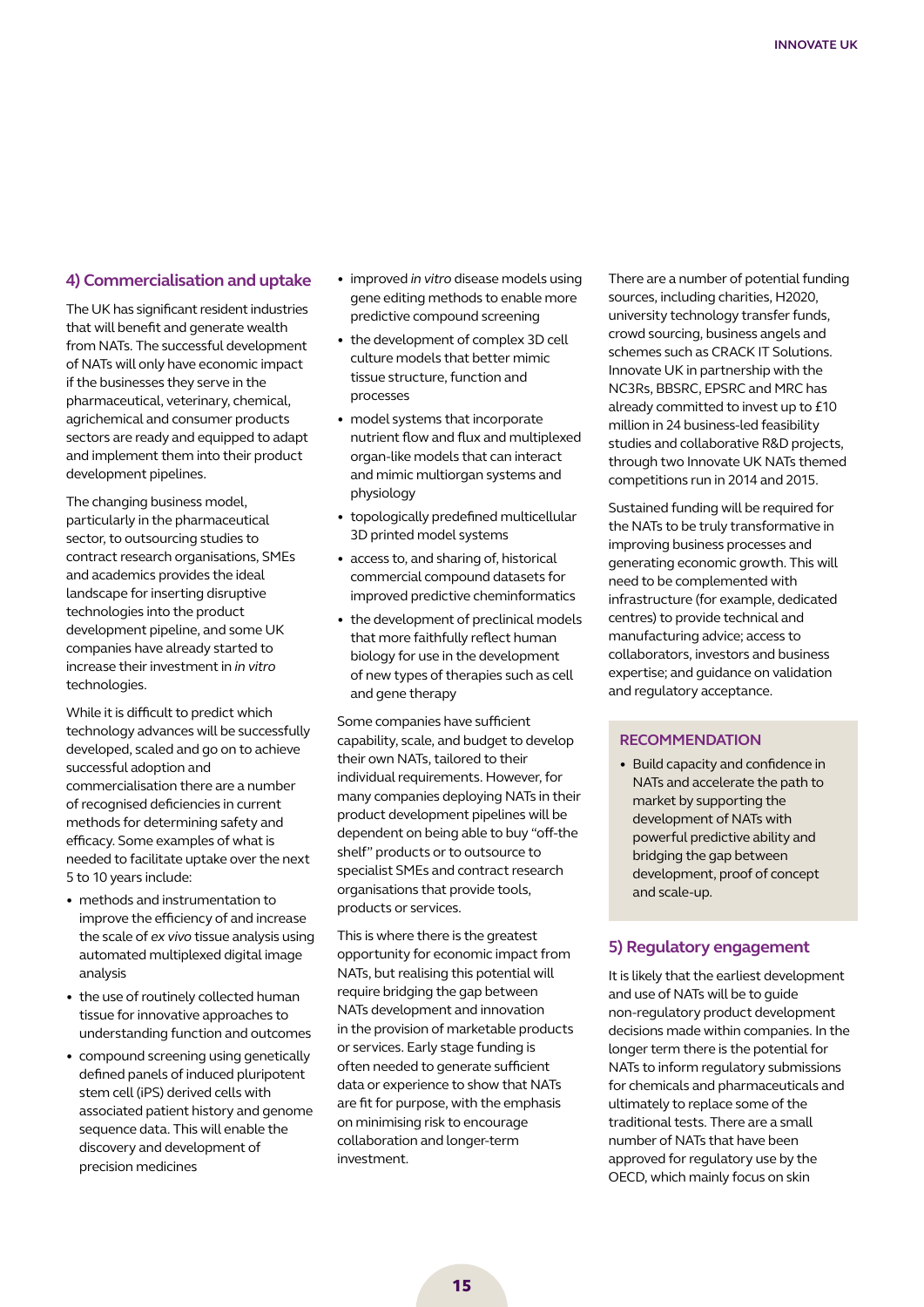## 4) Commercialisation and uptake

The UK has significant resident industries that will benefit and generate wealth from NATs. The successful development of NATs will only have economic impact if the businesses they serve in the pharmaceutical, veterinary, chemical, agrichemical and consumer products sectors are ready and equipped to adapt and implement them into their product development pipelines.

The changing business model, particularly in the pharmaceutical sector, to outsourcing studies to contract research organisations, SMEs and academics provides the ideal landscape for inserting disruptive technologies into the product development pipeline, and some UK companies have already started to increase their investment in *in vitro* technologies.

While it is difficult to predict which technology advances will be successfully developed, scaled and go on to achieve successful adoption and commercialisation there are a number of recognised deficiencies in current methods for determining safety and efficacy. Some examples of what is needed to facilitate uptake over the next 5 to 10 years include:

- methods and instrumentation to improve the efficiency of and increase the scale of *ex vivo* tissue analysis using automated multiplexed digital image analysis
- the use of routinely collected human tissue for innovative approaches to understanding function and outcomes
- compound screening using genetically defined panels of induced pluripotent stem cell (iPS) derived cells with associated patient history and genome sequence data. This will enable the discovery and development of precision medicines
- improved *in vitro* disease models using gene editing methods to enable more predictive compound screening
- the development of complex 3D cell culture models that better mimic tissue structure, function and processes
- model systems that incorporate nutrient flow and flux and multiplexed organ-like models that can interact and mimic multiorgan systems and physiology
- topologically predefined multicellular 3D printed model systems
- access to, and sharing of, historical commercial compound datasets for improved predictive cheminformatics
- the development of preclinical models that more faithfully reflect human biology for use in the development of new types of therapies such as cell and gene therapy

Some companies have sufficient capability, scale, and budget to develop their own NATs, tailored to their individual requirements. However, for many companies deploying NATs in their product development pipelines will be dependent on being able to buy "off-the shelf" products or to outsource to specialist SMEs and contract research organisations that provide tools, products or services.

This is where there is the greatest opportunity for economic impact from NATs, but realising this potential will require bridging the gap between NATs development and innovation in the provision of marketable products or services. Early stage funding is often needed to generate sufficient data or experience to show that NATs are fit for purpose, with the emphasis on minimising risk to encourage collaboration and longer-term investment.

There are a number of potential funding sources, including charities, H2020, university technology transfer funds, crowd sourcing, business angels and schemes such as CRACK IT Solutions. Innovate UK in partnership with the NC3Rs, BBSRC, EPSRC and MRC has already committed to invest up to £10 million in 24 business-led feasibility studies and collaborative R&D projects, through two Innovate UK NATs themed competitions run in 2014 and 2015.

Sustained funding will be required for the NATs to be truly transformative in improving business processes and generating economic growth. This will need to be complemented with infrastructure (for example, dedicated centres) to provide technical and manufacturing advice; access to collaborators, investors and business expertise; and guidance on validation and regulatory acceptance.

### RECOMMENDATION

- Build capacity and confidence in NATs and accelerate the path to market by supporting the development of NATs with powerful predictive ability and bridging the gap between development, proof of concept and scale-up.

## 5) Regulatory engagement

It is likely that the earliest development and use of NATs will be to guide non-regulatory product development decisions made within companies. In the longer term there is the potential for NATs to inform regulatory submissions for chemicals and pharmaceuticals and ultimately to replace some of the traditional tests. There are a small number of NATs that have been approved for regulatory use by the OECD, which mainly focus on skin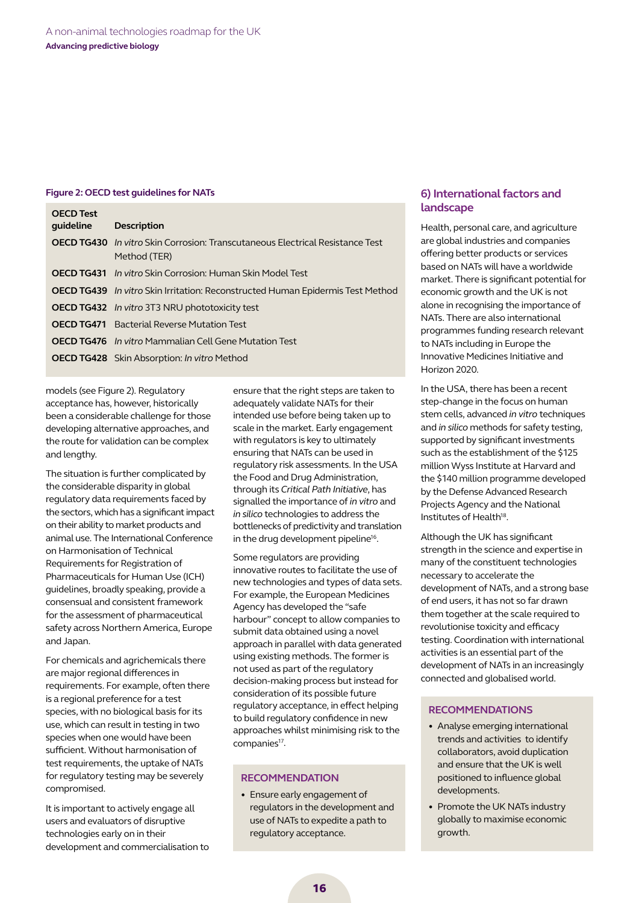**Figure 2: OECD test guidelines for NATs**

| OECD Test guideline | Description |
|---|---|
| **OECD TG430** | *In vitro* Skin Corrosion: Transcutaneous Electrical Resistance Test Method (TER) |
| **OECD TG431** | *In vitro* Skin Corrosion: Human Skin Model Test |
| **OECD TG439** | *In vitro* Skin Irritation: Reconstructed Human Epidermis Test Method |
| **OECD TG432** | *In vitro* 3T3 NRU phototoxicity test |
| **OECD TG471** | Bacterial Reverse Mutation Test |
| **OECD TG476** | *In vitro* Mammalian Cell Gene Mutation Test |
| **OECD TG428** | Skin Absorption: *In vitro* Method |

models (see Figure 2). Regulatory acceptance has, however, historically been a considerable challenge for those developing alternative approaches, and the route for validation can be complex and lengthy.

The situation is further complicated by the considerable disparity in global regulatory data requirements faced by the sectors, which has a significant impact on their ability to market products and animal use. The International Conference on Harmonisation of Technical Requirements for Registration of Pharmaceuticals for Human Use (ICH) guidelines, broadly speaking, provide a consensual and consistent framework for the assessment of pharmaceutical safety across Northern America, Europe and Japan.

For chemicals and agrichemicals there are major regional differences in requirements. For example, often there is a regional preference for a test species, with no biological basis for its use, which can result in testing in two species when one would have been sufficient. Without harmonisation of test requirements, the uptake of NATs for regulatory testing may be severely compromised.

It is important to actively engage all users and evaluators of disruptive technologies early on in their development and commercialisation to ensure that the right steps are taken to adequately validate NATs for their intended use before being taken up to scale in the market. Early engagement with regulators is key to ultimately ensuring that NATs can be used in regulatory risk assessments. In the USA the Food and Drug Administration, through its *Critical Path Initiative*, has signalled the importance of *in vitro* and *in silico* technologies to address the bottlenecks of predictivity and translation in the drug development pipeline[16].

Some regulators are providing innovative routes to facilitate the use of new technologies and types of data sets. For example, the European Medicines Agency has developed the "safe harbour" concept to allow companies to submit data obtained using a novel approach in parallel with data generated using existing methods. The former is not used as part of the regulatory decision-making process but instead for consideration of its possible future regulatory acceptance, in effect helping to build regulatory confidence in new approaches whilst minimising risk to the companies[17].

### RECOMMENDATION

- Ensure early engagement of regulators in the development and use of NATs to expedite a path to regulatory acceptance.

## 6) International factors and landscape

Health, personal care, and agriculture are global industries and companies offering better products or services based on NATs will have a worldwide market. There is significant potential for economic growth and the UK is not alone in recognising the importance of NATs. There are also international programmes funding research relevant to NATs including in Europe the Innovative Medicines Initiative and Horizon 2020.

In the USA, there has been a recent step-change in the focus on human stem cells, advanced *in vitro* techniques and *in silico* methods for safety testing, supported by significant investments such as the establishment of the $125 million Wyss Institute at Harvard and the $140 million programme developed by the Defense Advanced Research Projects Agency and the National Institutes of Health[18].

Although the UK has significant strength in the science and expertise in many of the constituent technologies necessary to accelerate the development of NATs, and a strong base of end users, it has not so far drawn them together at the scale required to revolutionise toxicity and efficacy testing. Coordination with international activities is an essential part of the development of NATs in an increasingly connected and globalised world.

### RECOMMENDATIONS

- Analyse emerging international trends and activities to identify collaborators, avoid duplication and ensure that the UK is well positioned to influence global developments.
- Promote the UK NATs industry globally to maximise economic growth.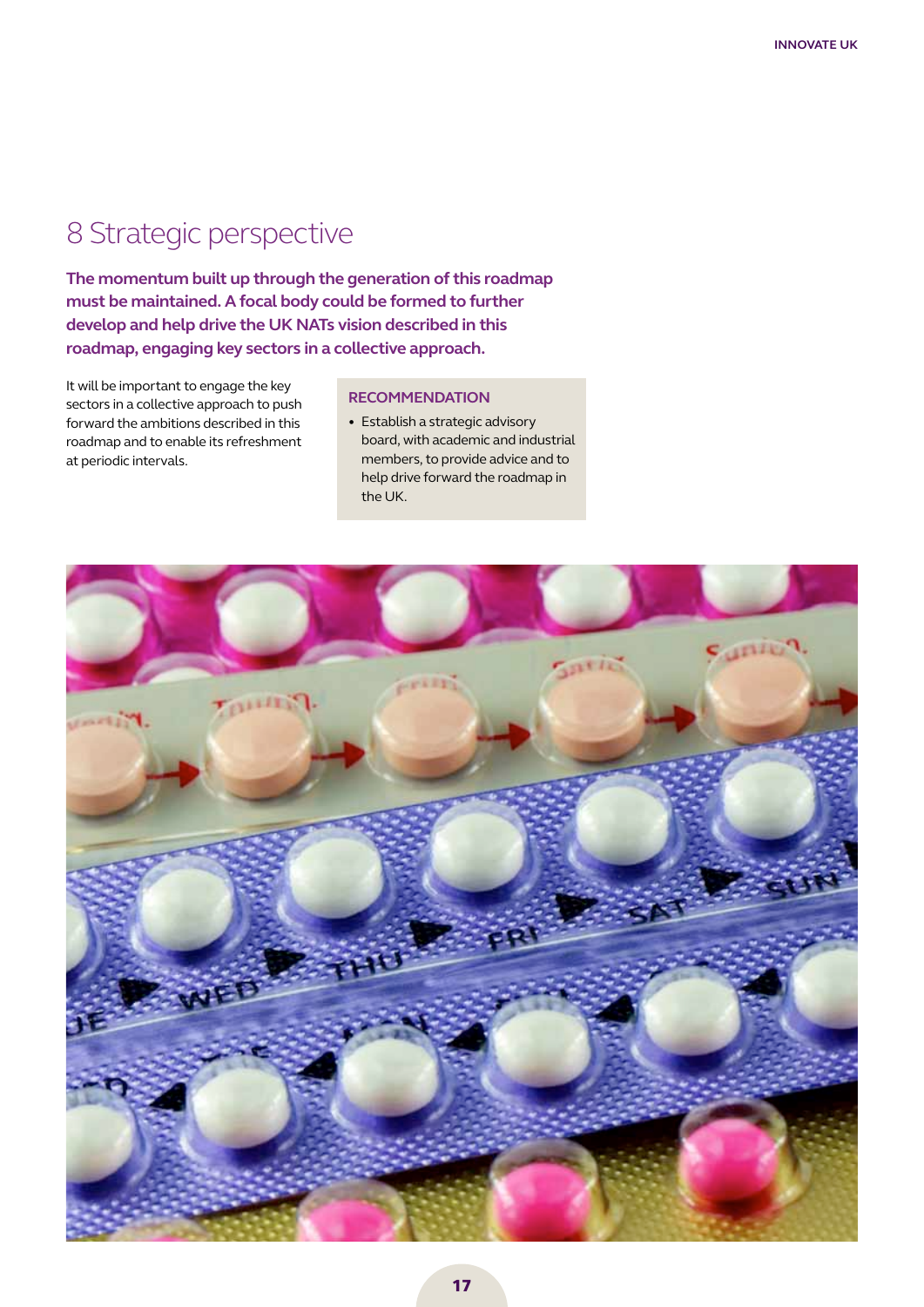# 8 Strategic perspective

**The momentum built up through the generation of this roadmap must be maintained. A focal body could be formed to further develop and help drive the UK NATs vision described in this roadmap, engaging key sectors in a collective approach.**

It will be important to engage the key sectors in a collective approach to push forward the ambitions described in this roadmap and to enable its refreshment at periodic intervals.

### RECOMMENDATION

- Establish a strategic advisory board, with academic and industrial members, to provide advice and to help drive forward the roadmap in the UK.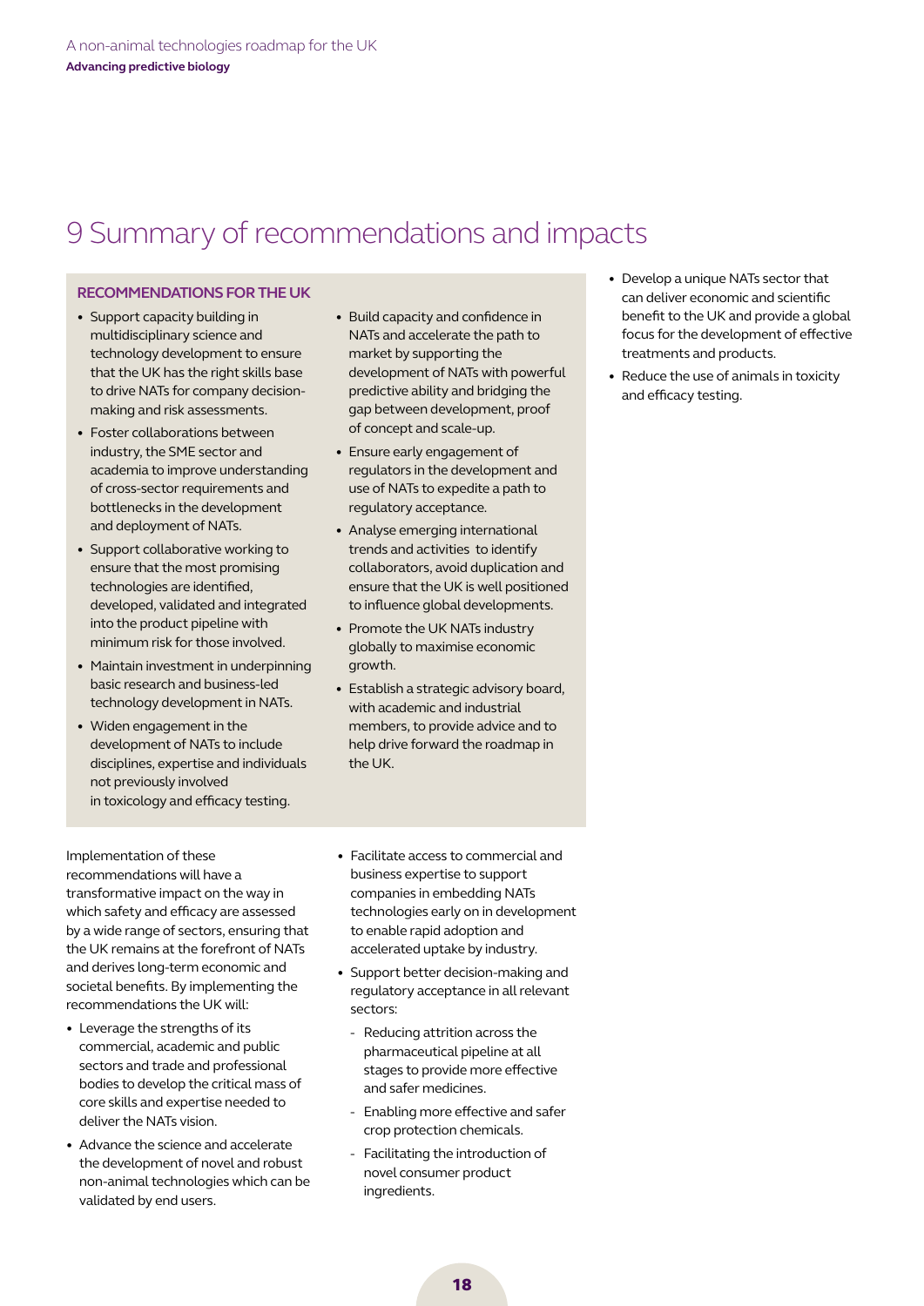# 9 Summary of recommendations and impacts

**RECOMMENDATIONS FOR THE UK**

- Support capacity building in multidisciplinary science and technology development to ensure that the UK has the right skills base to drive NATs for company decision-making and risk assessments.
- Foster collaborations between industry, the SME sector and academia to improve understanding of cross-sector requirements and bottlenecks in the development and deployment of NATs.
- Support collaborative working to ensure that the most promising technologies are identified, developed, validated and integrated into the product pipeline with minimum risk for those involved.
- Maintain investment in underpinning basic research and business-led technology development in NATs.
- Widen engagement in the development of NATs to include disciplines, expertise and individuals not previously involved in toxicology and efficacy testing.
- Build capacity and confidence in NATs and accelerate the path to market by supporting the development of NATs with powerful predictive ability and bridging the gap between development, proof of concept and scale-up.
- Ensure early engagement of regulators in the development and use of NATs to expedite a path to regulatory acceptance.
- Analyse emerging international trends and activities to identify collaborators, avoid duplication and ensure that the UK is well positioned to influence global developments.
- Promote the UK NATs industry globally to maximise economic growth.
- Establish a strategic advisory board, with academic and industrial members, to provide advice and to help drive forward the roadmap in the UK.

Implementation of these recommendations will have a transformative impact on the way in which safety and efficacy are assessed by a wide range of sectors, ensuring that the UK remains at the forefront of NATs and derives long-term economic and societal benefits. By implementing the recommendations the UK will:

- Leverage the strengths of its commercial, academic and public sectors and trade and professional bodies to develop the critical mass of core skills and expertise needed to deliver the NATs vision.
- Advance the science and accelerate the development of novel and robust non-animal technologies which can be validated by end users.
- Facilitate access to commercial and business expertise to support companies in embedding NATs technologies early on in development to enable rapid adoption and accelerated uptake by industry.
- Support better decision-making and regulatory acceptance in all relevant sectors:
  - Reducing attrition across the pharmaceutical pipeline at all stages to provide more effective and safer medicines.
  - Enabling more effective and safer crop protection chemicals.
  - Facilitating the introduction of novel consumer product ingredients.
- Develop a unique NATs sector that can deliver economic and scientific benefit to the UK and provide a global focus for the development of effective treatments and products.
- Reduce the use of animals in toxicity and efficacy testing.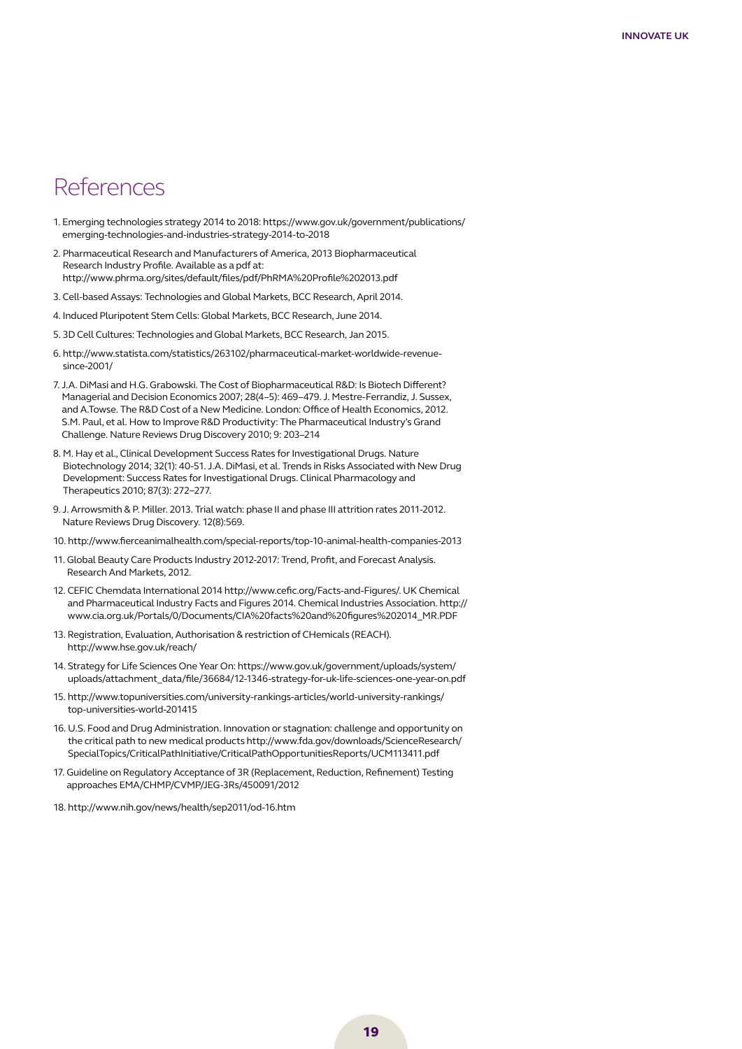# References

1. Emerging technologies strategy 2014 to 2018: https://www.gov.uk/government/publications/emerging-technologies-and-industries-strategy-2014-to-2018
2. Pharmaceutical Research and Manufacturers of America, 2013 Biopharmaceutical Research Industry Profile. Available as a pdf at: http://www.phrma.org/sites/default/files/pdf/PhRMA%20Profile%202013.pdf
3. Cell-based Assays: Technologies and Global Markets, BCC Research, April 2014.
4. Induced Pluripotent Stem Cells: Global Markets, BCC Research, June 2014.
5. 3D Cell Cultures: Technologies and Global Markets, BCC Research, Jan 2015.
6. http://www.statista.com/statistics/263102/pharmaceutical-market-worldwide-revenue-since-2001/
7. J.A. DiMasi and H.G. Grabowski. The Cost of Biopharmaceutical R&D: Is Biotech Different? Managerial and Decision Economics 2007; 28(4–5): 469–479. J. Mestre-Ferrandiz, J. Sussex, and A.Towse. The R&D Cost of a New Medicine. London: Office of Health Economics, 2012. S.M. Paul, et al. How to Improve R&D Productivity: The Pharmaceutical Industry's Grand Challenge. Nature Reviews Drug Discovery 2010; 9: 203–214
8. M. Hay et al., Clinical Development Success Rates for Investigational Drugs. Nature Biotechnology 2014; 32(1): 40-51. J.A. DiMasi, et al. Trends in Risks Associated with New Drug Development: Success Rates for Investigational Drugs. Clinical Pharmacology and Therapeutics 2010; 87(3): 272–277.
9. J. Arrowsmith & P. Miller. 2013. Trial watch: phase II and phase III attrition rates 2011-2012. Nature Reviews Drug Discovery. 12(8):569.
10. http://www.fierceanimalhealth.com/special-reports/top-10-animal-health-companies-2013
11. Global Beauty Care Products Industry 2012-2017: Trend, Profit, and Forecast Analysis. Research And Markets, 2012.
12. CEFIC Chemdata International 2014 http://www.cefic.org/Facts-and-Figures/. UK Chemical and Pharmaceutical Industry Facts and Figures 2014. Chemical Industries Association. http://www.cia.org.uk/Portals/0/Documents/CIA%20facts%20and%20figures%202014_MR.PDF
13. Registration, Evaluation, Authorisation & restriction of CHemicals (REACH). http://www.hse.gov.uk/reach/
14. Strategy for Life Sciences One Year On: https://www.gov.uk/government/uploads/system/uploads/attachment_data/file/36684/12-1346-strategy-for-uk-life-sciences-one-year-on.pdf
15. http://www.topuniversities.com/university-rankings-articles/world-university-rankings/top-universities-world-201415
16. U.S. Food and Drug Administration. Innovation or stagnation: challenge and opportunity on the critical path to new medical products http://www.fda.gov/downloads/ScienceResearch/SpecialTopics/CriticalPathInitiative/CriticalPathOpportunitiesReports/UCM113411.pdf
17. Guideline on Regulatory Acceptance of 3R (Replacement, Reduction, Refinement) Testing approaches EMA/CHMP/CVMP/JEG-3Rs/450091/2012
18. http://www.nih.gov/news/health/sep2011/od-16.htm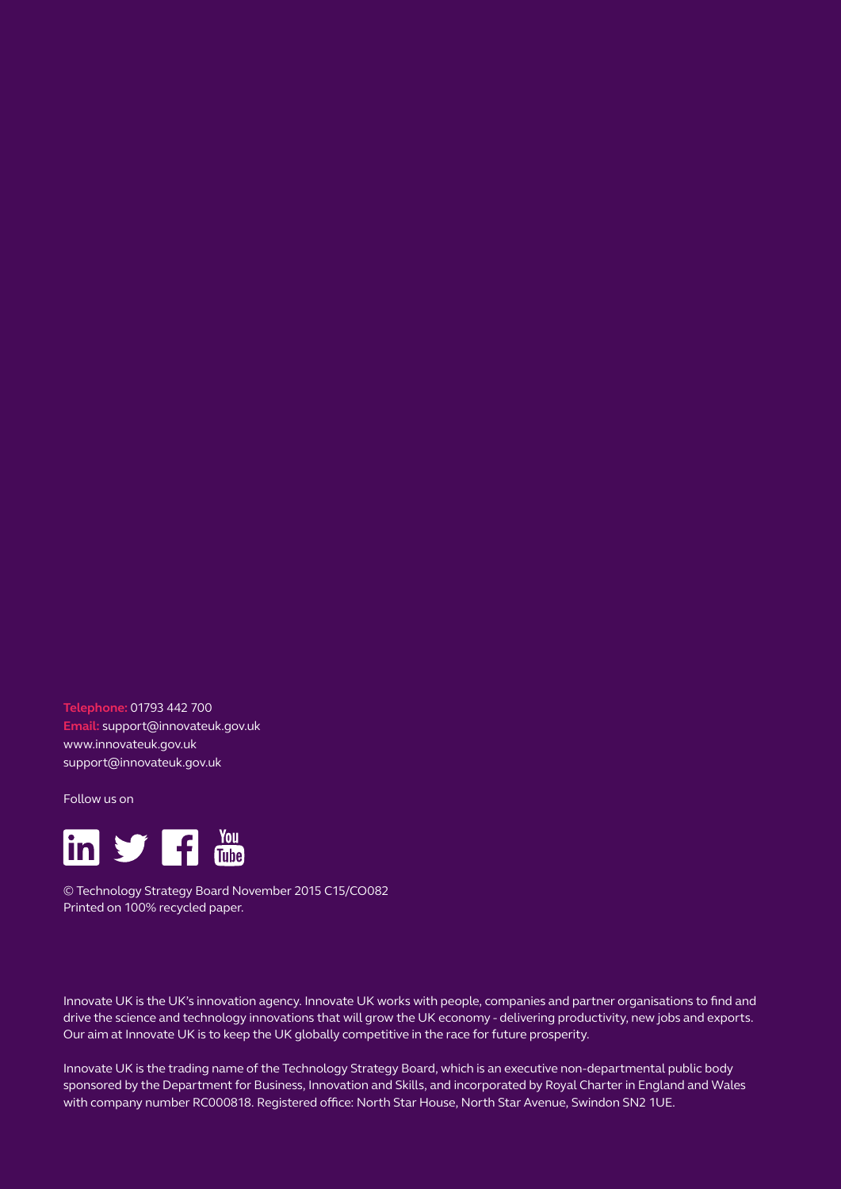**Telephone:** 01793 442 700
**Email:** support@innovateuk.gov.uk
www.innovateuk.gov.uk
support@innovateuk.gov.uk

Follow us on

© Technology Strategy Board November 2015 C15/CO082
Printed on 100% recycled paper.

Innovate UK is the UK's innovation agency. Innovate UK works with people, companies and partner organisations to find and drive the science and technology innovations that will grow the UK economy - delivering productivity, new jobs and exports. Our aim at Innovate UK is to keep the UK globally competitive in the race for future prosperity.

Innovate UK is the trading name of the Technology Strategy Board, which is an executive non-departmental public body sponsored by the Department for Business, Innovation and Skills, and incorporated by Royal Charter in England and Wales with company number RC000818. Registered office: North Star House, North Star Avenue, Swindon SN2 1UE.